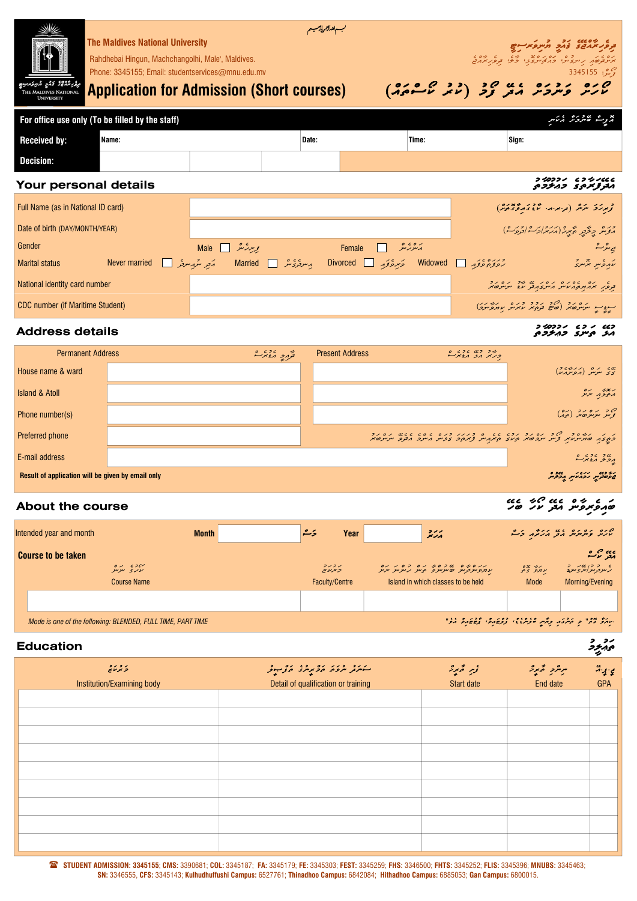The Maldives National University

Rahdhebai Hingun, Machchangolhi, Male', Maldives.

Phone: 3345155; Email: studentservices@mnu.edu.mv

# Application for Admission (Short courses)

| For office use only (To be filled by the staff) | | | | |
|---|---|---|---|---|
| Received by: | Name: | Date: | Time: | Sign: |
| Decision: | | | | |

## Your personal details

| | |
|---|---|
| Full Name (as in National ID card) | |
| Date of birth (DAY/MONTH/YEAR) | |
| Gender | Male ☐ Female ☐ |
| Marital status | Never married ☐ Married ☐ Divorced ☐ Widowed ☐ |
| National identity card number | |
| CDC number (if Maritime Student) | |

## Address details

| | Permanent Address | Present Address |
|---|---|---|
| House name & ward | | |
| Island & Atoll | | |
| Phone number(s) | | |
| Preferred phone | | |
| E-mail address | | |

**Result of application will be given by email only**

## About the course

| Intended year and month | Month | | Year | |
|---|---|---|---|---|

**Course to be taken**

| Course Name | Faculty/Centre | Island in which classes to be held | Mode | Morning/Evening |
|---|---|---|---|---|
| | | | | |

*Mode is one of the following: BLENDED, FULL TIME, PART TIME*

## Education

| Institution/Examining body | Detail of qualification or training | Start date | End date | GPA |
|---|---|---|---|---|
| | | | | |
| | | | | |
| | | | | |
| | | | | |
| | | | | |
| | | | | |
| | | | | |
| | | | | |
| | | | | |

**STUDENT ADMISSION: 3345155**; **CMS:** 3390681; **COL:** 3345187; **FA:** 3345179; **FE:** 3345303; **FEST:** 3345259; **FHS:** 3346500; **FHTS:** 3345252; **FLIS:** 3345396; **MNUBS:** 3345463; **SN:** 3346555, **CFS:** 3345143; **Kulhudhuffushi Campus:** 6527761; **Thinadhoo Campus:** 6842084; **Hithadhoo Campus:** 6885053; **Gan Campus:** 6800015.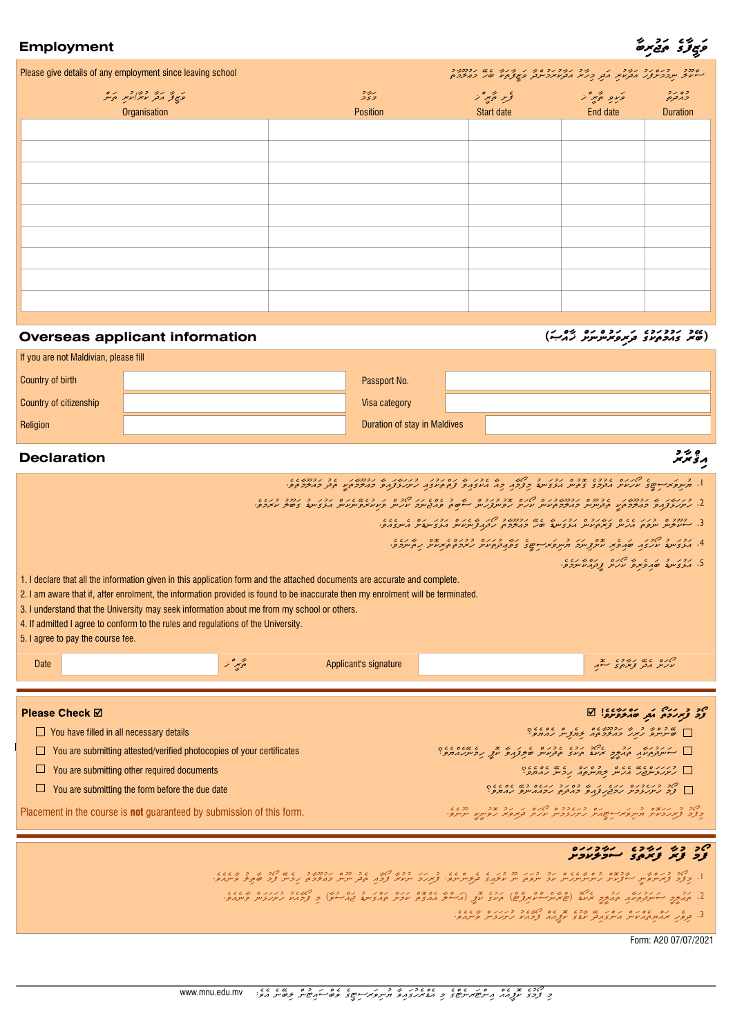## Employment

ވަޒީފާގެ މަޢުލޫމާތު

Please give details of any employment since leaving school

| ވަޒީފާ އަދާކުރި ތަން<br>Organisation | މަޤާމު<br>Position | ފެށި ތާރީޚު<br>Start date | ނިމުނު ތާރީޚު<br>End date | މުއްދަތު<br>Duration |
|---|---|---|---|---|
| | | | | |
| | | | | |
| | | | | |
| | | | | |
| | | | | |
| | | | | |
| | | | | |
| | | | | |
| | | | | |

## Overseas applicant information

If you are not Maldivian, please fill

| | | | |
|---|---|---|---|
| Country of birth | | Passport No. | |
| Country of citizenship | | Visa category | |
| Religion | | Duration of stay in Maldives | |

## Declaration

އިޤްރާރު

1. I declare that all the information given in this application form and the attached documents are accurate and complete.
2. I am aware that if, after enrolment, the information provided is found to be inaccurate then my enrolment will be terminated.
3. I understand that the University may seek information about me from my school or others.
4. If admitted I agree to conform to the rules and regulations of the University.
5. I agree to pay the course fee.

| | | | |
|---|---|---|---|
| Date | | Applicant's signature | |

**Please Check ☑**

- ☐ You have filled in all necessary details
- ☐ You are submitting attested/verified photocopies of your certificates
- ☐ You are submitting other required documents
- ☐ You are submitting the form before the due date

Placement in the course is **not** guaranteed by submission of this form.

Form: A20 07/07/2021